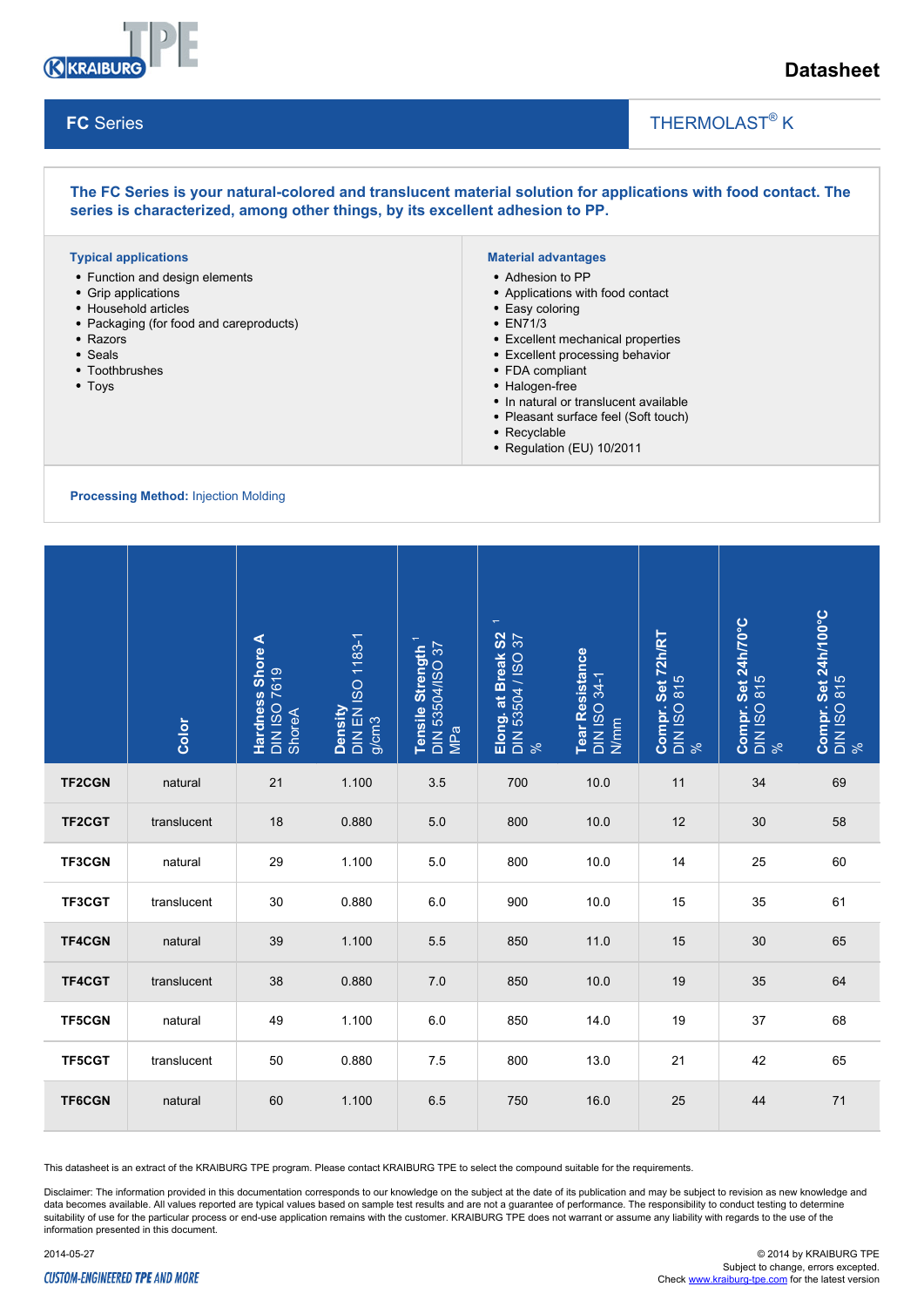Datasheet

## FC Series

THERMOLAST® K

**The FC Series is your natural-colored and translucent material solution for applications with food contact. The series is characterized, among other things, by its excellent adhesion to PP.**

### Typical applications

- Function and design elements
- Grip applications
- Household articles
- Packaging (for food and careproducts)
- Razors
- Seals
- Toothbrushes
- Toys

### Material advantages

- Adhesion to PP
- Applications with food contact
- Easy coloring
- EN71/3
- Excellent mechanical properties
- Excellent processing behavior
- FDA compliant
- Halogen-free
- In natural or translucent available
- Pleasant surface feel (Soft touch)
- Recyclable
- Regulation (EU) 10/2011

**Processing Method:** Injection Molding

| | Color | Hardness Shore A DIN ISO 7619 ShoreA | Density DIN EN ISO 1183-1 g/cm3 | Tensile Strength [1] DIN 53504/ISO 37 MPa | Elong. at Break S2 [1] DIN 53504 / ISO 37 % | Tear Resistance DIN ISO 34-1 N/mm | Compr. Set 72h/RT DIN ISO 815 % | Compr. Set 24h/70°C DIN ISO 815 % | Compr. Set 24h/100°C DIN ISO 815 % |
|---|---|---|---|---|---|---|---|---|---|
| **TF2CGN** | natural | 21 | 1.100 | 3.5 | 700 | 10.0 | 11 | 34 | 69 |
| **TF2CGT** | translucent | 18 | 0.880 | 5.0 | 800 | 10.0 | 12 | 30 | 58 |
| **TF3CGN** | natural | 29 | 1.100 | 5.0 | 800 | 10.0 | 14 | 25 | 60 |
| **TF3CGT** | translucent | 30 | 0.880 | 6.0 | 900 | 10.0 | 15 | 35 | 61 |
| **TF4CGN** | natural | 39 | 1.100 | 5.5 | 850 | 11.0 | 15 | 30 | 65 |
| **TF4CGT** | translucent | 38 | 0.880 | 7.0 | 850 | 10.0 | 19 | 35 | 64 |
| **TF5CGN** | natural | 49 | 1.100 | 6.0 | 850 | 14.0 | 19 | 37 | 68 |
| **TF5CGT** | translucent | 50 | 0.880 | 7.5 | 800 | 13.0 | 21 | 42 | 65 |
| **TF6CGN** | natural | 60 | 1.100 | 6.5 | 750 | 16.0 | 25 | 44 | 71 |

This datasheet is an extract of the KRAIBURG TPE program. Please contact KRAIBURG TPE to select the compound suitable for the requirements.

Disclaimer: The information provided in this documentation corresponds to our knowledge on the subject at the date of its publication and may be subject to revision as new knowledge and data becomes available. All values reported are typical values based on sample test results and are not a guarantee of performance. The responsibility to conduct testing to determine suitability of use for the particular process or end-use application remains with the customer. KRAIBURG TPE does not warrant or assume any liability with regards to the use of the information presented in this document.

2014-05-27

CUSTOM-ENGINEERED TPE AND MORE

© 2014 by KRAIBURG TPE
Subject to change, errors excepted.
Check www.kraiburg-tpe.com for the latest version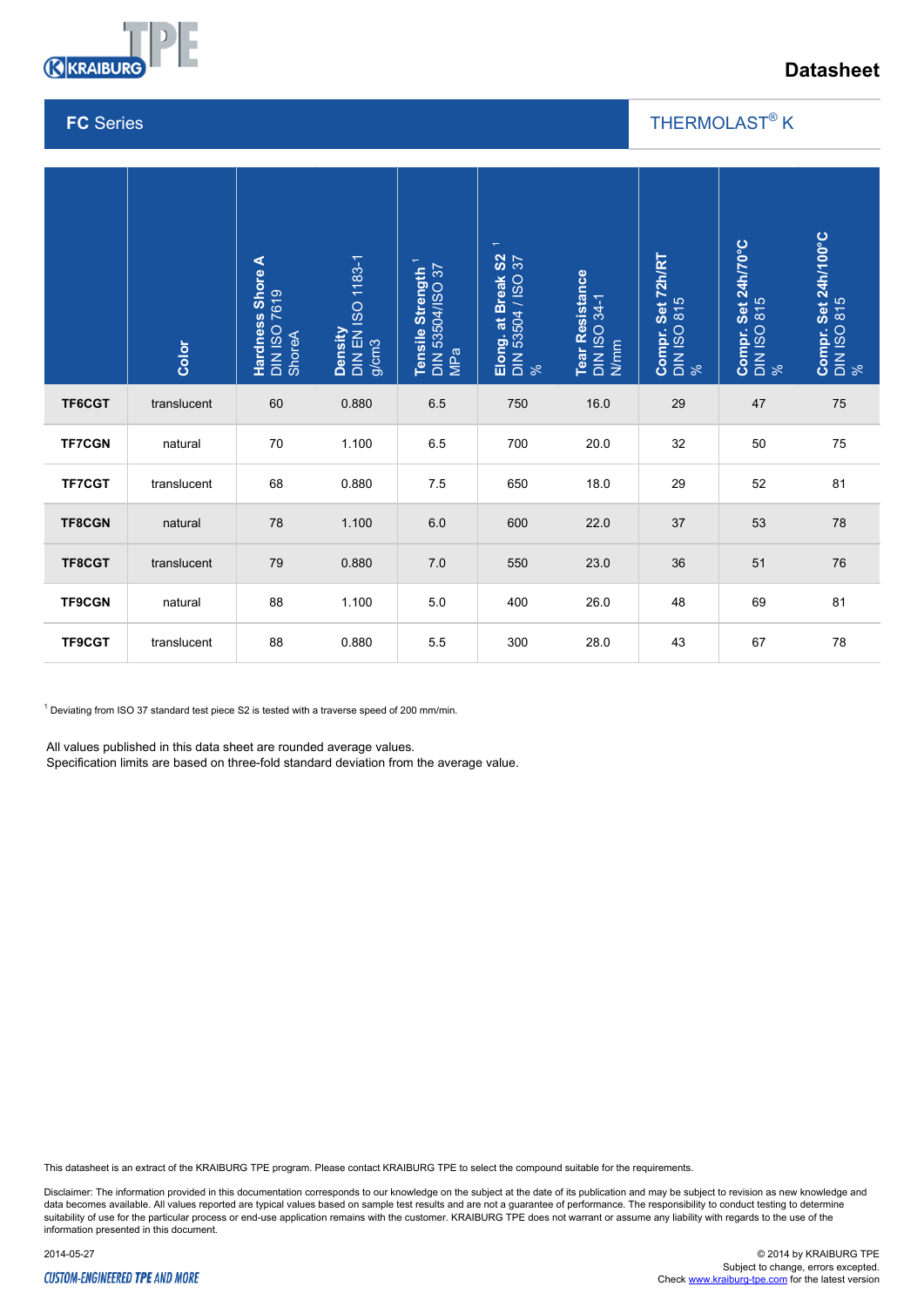# Datasheet

## FC Series

THERMOLAST® K

| | Color | Hardness Shore A DIN ISO 7619 ShoreA | Density DIN EN ISO 1183-1 g/cm3 | Tensile Strength [1] DIN 53504/ISO 37 MPa | Elong. at Break S2 [1] DIN 53504 / ISO 37 % | Tear Resistance DIN ISO 34-1 N/mm | Compr. Set 72h/RT DIN ISO 815 % | Compr. Set 24h/70°C DIN ISO 815 % | Compr. Set 24h/100°C DIN ISO 815 % |
|---|---|---|---|---|---|---|---|---|---|
| **TF6CGT** | translucent | 60 | 0.880 | 6.5 | 750 | 16.0 | 29 | 47 | 75 |
| **TF7CGN** | natural | 70 | 1.100 | 6.5 | 700 | 20.0 | 32 | 50 | 75 |
| **TF7CGT** | translucent | 68 | 0.880 | 7.5 | 650 | 18.0 | 29 | 52 | 81 |
| **TF8CGN** | natural | 78 | 1.100 | 6.0 | 600 | 22.0 | 37 | 53 | 78 |
| **TF8CGT** | translucent | 79 | 0.880 | 7.0 | 550 | 23.0 | 36 | 51 | 76 |
| **TF9CGN** | natural | 88 | 1.100 | 5.0 | 400 | 26.0 | 48 | 69 | 81 |
| **TF9CGT** | translucent | 88 | 0.880 | 5.5 | 300 | 28.0 | 43 | 67 | 78 |

[1] Deviating from ISO 37 standard test piece S2 is tested with a traverse speed of 200 mm/min.

All values published in this data sheet are rounded average values.
Specification limits are based on three-fold standard deviation from the average value.

This datasheet is an extract of the KRAIBURG TPE program. Please contact KRAIBURG TPE to select the compound suitable for the requirements.

Disclaimer: The information provided in this documentation corresponds to our knowledge on the subject at the date of its publication and may be subject to revision as new knowledge and data becomes available. All values reported are typical values based on sample test results and are not a guarantee of performance. The responsibility to conduct testing to determine suitability of use for the particular process or end-use application remains with the customer. KRAIBURG TPE does not warrant or assume any liability with regards to the use of the information presented in this document.

2014-05-27

CUSTOM-ENGINEERED TPE AND MORE

© 2014 by KRAIBURG TPE
Subject to change, errors excepted.
Check www.kraiburg-tpe.com for the latest version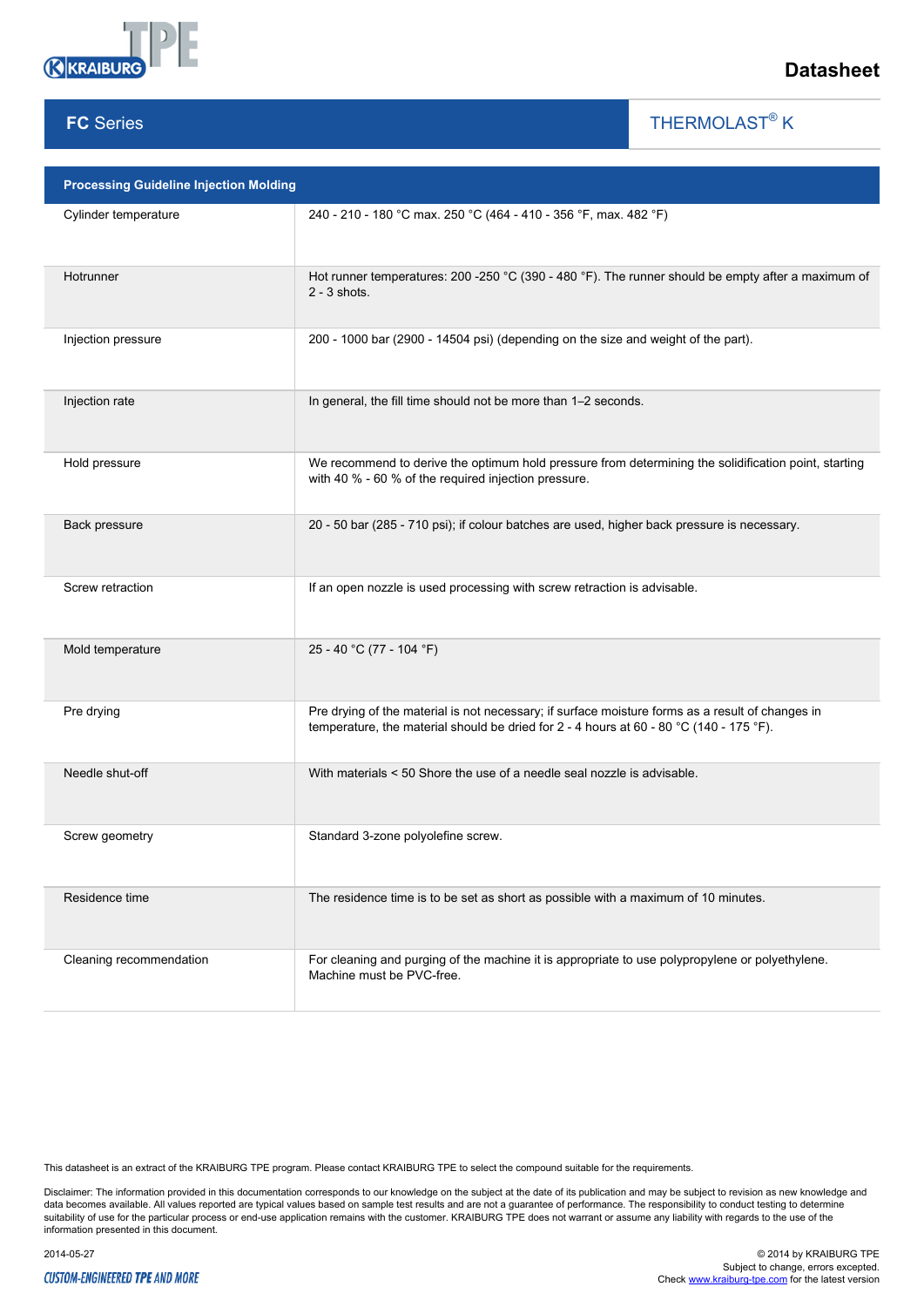# Datasheet

**FC Series** | THERMOLAST® K

| Processing Guideline Injection Molding | |
|---|---|
| Cylinder temperature | 240 - 210 - 180 °C max. 250 °C (464 - 410 - 356 °F, max. 482 °F) |
| Hotrunner | Hot runner temperatures: 200 -250 °C (390 - 480 °F). The runner should be empty after a maximum of 2 - 3 shots. |
| Injection pressure | 200 - 1000 bar (2900 - 14504 psi) (depending on the size and weight of the part). |
| Injection rate | In general, the fill time should not be more than 1–2 seconds. |
| Hold pressure | We recommend to derive the optimum hold pressure from determining the solidification point, starting with 40 % - 60 % of the required injection pressure. |
| Back pressure | 20 - 50 bar (285 - 710 psi); if colour batches are used, higher back pressure is necessary. |
| Screw retraction | If an open nozzle is used processing with screw retraction is advisable. |
| Mold temperature | 25 - 40 °C (77 - 104 °F) |
| Pre drying | Pre drying of the material is not necessary; if surface moisture forms as a result of changes in temperature, the material should be dried for 2 - 4 hours at 60 - 80 °C (140 - 175 °F). |
| Needle shut-off | With materials < 50 Shore the use of a needle seal nozzle is advisable. |
| Screw geometry | Standard 3-zone polyolefine screw. |
| Residence time | The residence time is to be set as short as possible with a maximum of 10 minutes. |
| Cleaning recommendation | For cleaning and purging of the machine it is appropriate to use polypropylene or polyethylene. Machine must be PVC-free. |

This datasheet is an extract of the KRAIBURG TPE program. Please contact KRAIBURG TPE to select the compound suitable for the requirements.

Disclaimer: The information provided in this documentation corresponds to our knowledge on the subject at the date of its publication and may be subject to revision as new knowledge and data becomes available. All values reported are typical values based on sample test results and are not a guarantee of performance. The responsibility to conduct testing to determine suitability of use for the particular process or end-use application remains with the customer. KRAIBURG TPE does not warrant or assume any liability with regards to the use of the information presented in this document.

2014-05-27

© 2014 by KRAIBURG TPE
Subject to change, errors excepted.
Check www.kraiburg-tpe.com for the latest version

CUSTOM-ENGINEERED TPE AND MORE